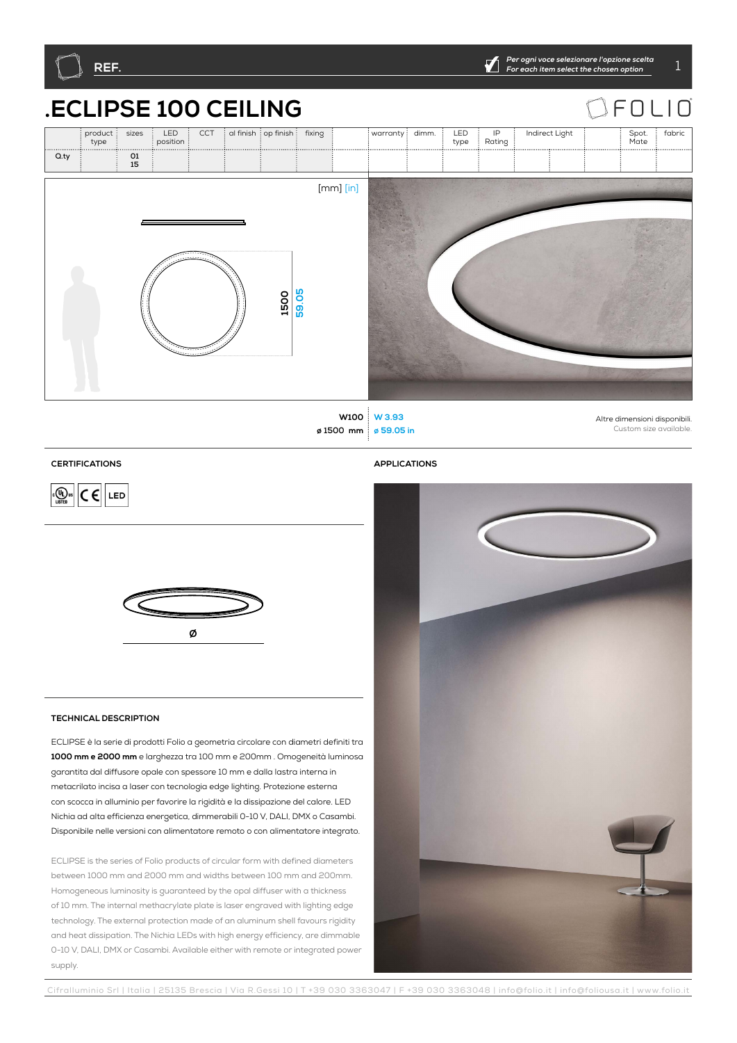REF.

*Per ogni voce selezionare l'opzione scelta*
*For each item select the chosen option*

# .ECLIPSE 100 CEILING

FOLIO

| | product type | sizes | LED position | CCT | al finish | op finish | fixing | | warranty | dimm. | LED type | IP Rating | Indirect Light | | | Spot. Mate | fabric |
|---|---|---|---|---|---|---|---|---|---|---|---|---|---|---|---|---|---|
| Q.ty | | 01 15 | | | | | | | | | | | | | | | |

[mm] [in]

1500 59.05

| W100 | W 3.93 |
|---|---|
| ø 1500 mm | ø 59.05 in |

Altre dimensioni disponibili.
Custom size available.

## CERTIFICATIONS

c UL us LISTED, CE, LED

Ø

## APPLICATIONS

## TECHNICAL DESCRIPTION

ECLIPSE è la serie di prodotti Folio a geometria circolare con diametri definiti tra **1000 mm e 2000 mm** e larghezza tra 100 mm e 200mm . Omogeneità luminosa garantita dal diffusore opale con spessore 10 mm e dalla lastra interna in metacrilato incisa a laser con tecnologia edge lighting. Protezione esterna con scocca in alluminio per favorire la rigidità e la dissipazione del calore. LED Nichia ad alta efficienza energetica, dimmerabili 0-10 V, DALI, DMX o Casambi. Disponibile nelle versioni con alimentatore remoto o con alimentatore integrato.

ECLIPSE is the series of Folio products of circular form with defined diameters between 1000 mm and 2000 mm and widths between 100 mm and 200mm. Homogeneous luminosity is guaranteed by the opal diffuser with a thickness of 10 mm. The internal methacrylate plate is laser engraved with lighting edge technology. The external protection made of an aluminum shell favours rigidity and heat dissipation. The Nichia LEDs with high energy efficiency, are dimmable 0-10 V, DALI, DMX or Casambi. Available either with remote or integrated power supply.

Cifralluminio Srl | Italia | 25135 Brescia | Via R.Gessi 10 | T +39 030 3363047 | F +39 030 3363048 | info@folio.it | info@foliousa.it | www.folio.it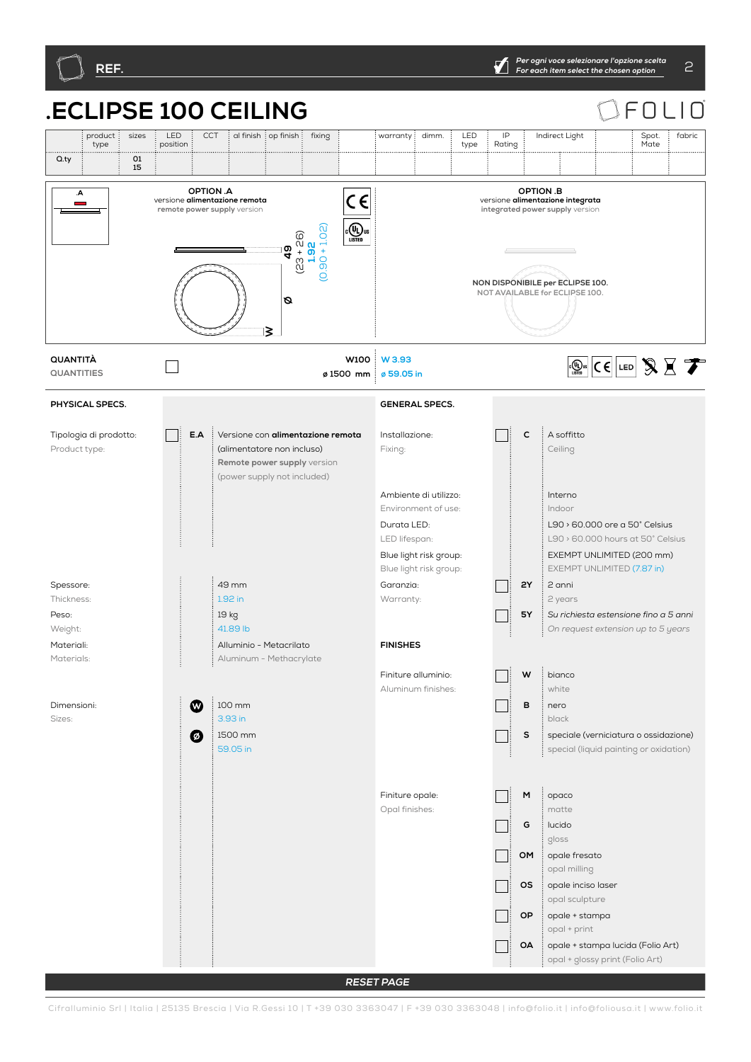REF.

*Per ogni voce selezionare l'opzione scelta*
*For each item select the chosen option*

# .ECLIPSE 100 CEILING

FOLIO

| | product type | sizes | LED position | CCT | al finish | op finish | fixing | | warranty | dimm. | LED type | IP Rating | Indirect Light | | | Spot. Mate | fabric |
|---|---|---|---|---|---|---|---|---|---|---|---|---|---|---|---|---|---|
| Q.ty | | 01 15 | | | | | | | | | | | | | | | |

**OPTION .A**
versione **alimentazione remota**
**remote power supply** version

.A

49 (23 + 26)
1.92 (0.90 + 1.02)

Ø

W

**OPTION .B**
versione **alimentazione integrata**
**integrated power supply** version

**NON DISPONIBILE per ECLIPSE 100.**
NOT AVAILABLE for ECLIPSE 100.

**QUANTITÀ**
QUANTITIES

**W100** W 3.93
**ø 1500 mm** ø 59.05 in

LED

## PHYSICAL SPECS.

| | | | |
|---|---|---|---|
| Tipologia di prodotto:<br>Product type: | ☐ | **E.A** | Versione con **alimentazione remota** (alimentatore non incluso)<br>**Remote power supply** version (power supply not included) |
| Spessore:<br>Thickness: | | | 49 mm<br>1.92 in |
| Peso:<br>Weight: | | | 19 kg<br>41.89 lb |
| Materiali:<br>Materials: | | | Alluminio - Metacrilato<br>Aluminum - Methacrylate |
| Dimensioni:<br>Sizes: | | W | 100 mm<br>3.93 in |
| | | Ø | 1500 mm<br>59.05 in |

## GENERAL SPECS.

| | | | |
|---|---|---|---|
| Installazione:<br>Fixing: | ☐ | **C** | A soffitto<br>Ceiling |
| Ambiente di utilizzo:<br>Environment of use: | | | Interno<br>Indoor |
| Durata LED:<br>LED lifespan: | | | L90 › 60.000 ore a 50° Celsius<br>L90 › 60.000 hours at 50° Celsius |
| Blue light risk group:<br>Blue light risk group: | | | EXEMPT UNLIMITED (200 mm)<br>EXEMPT UNLIMITED (7.87 in) |
| Garanzia:<br>Warranty: | ☐ | **2Y** | 2 anni<br>2 years |
| | ☐ | **5Y** | *Su richiesta estensione fino a 5 anni*<br>*On request extension up to 5 years* |

## FINISHES

| | | | |
|---|---|---|---|
| Finiture alluminio:<br>Aluminum finishes: | ☐ | **W** | bianco<br>white |
| | ☐ | **B** | nero<br>black |
| | ☐ | **S** | speciale (verniciatura o ossidazione)<br>special (liquid painting or oxidation) |
| Finiture opale:<br>Opal finishes: | ☐ | **M** | opaco<br>matte |
| | ☐ | **G** | lucido<br>gloss |
| | ☐ | **OM** | opale fresato<br>opal milling |
| | ☐ | **OS** | opale inciso laser<br>opal sculpture |
| | ☐ | **OP** | opale + stampa<br>opal + print |
| | ☐ | **OA** | opale + stampa lucida (Folio Art)<br>opal + glossy print (Folio Art) |

*RESET PAGE*

Cifralluminio Srl | Italia | 25135 Brescia | Via R.Gessi 10 | T +39 030 3363047 | F +39 030 3363048 | info@folio.it | info@foliousa.it | www.folio.it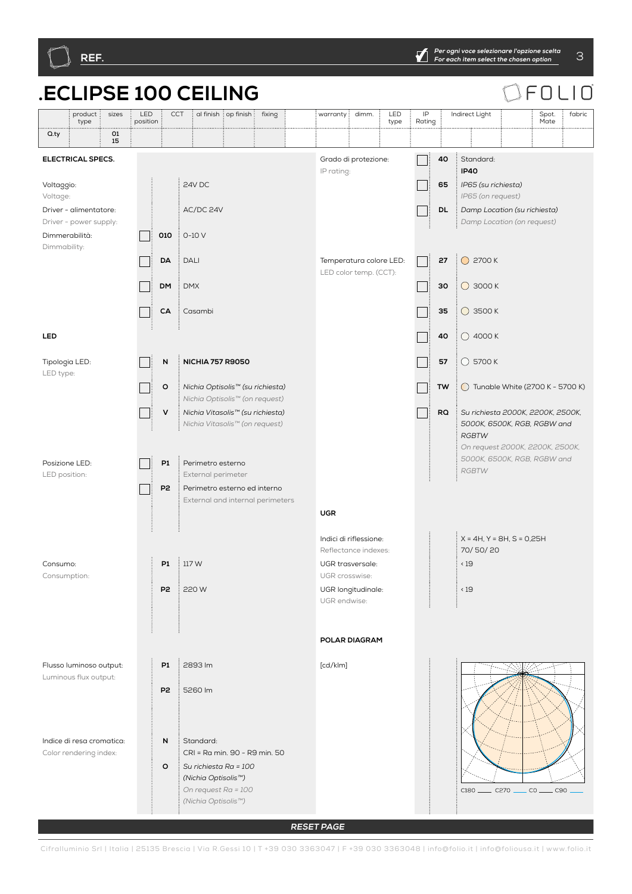**REF.**

*Per ogni voce selezionare l'opzione scelta*
*For each item select the chosen option*

# .ECLIPSE 100 CEILING

FOLIO

| | product type | sizes | LED position | CCT | al finish | op finish | fixing | | warranty | dimm. | LED type | IP Rating | Indirect Light | | Spot. Mate | fabric |
|---|---|---|---|---|---|---|---|---|---|---|---|---|---|---|---|---|
| Q.ty | | 01 15 | | | | | | | | | | | | | | |

## ELECTRICAL SPECS.

Voltaggio:
Voltage:
24V DC

Driver - alimentatore:
Driver - power supply:
AC/DC 24V

Dimmerabilità:
Dimmability:

- ☐ **010** 0-10 V
- ☐ **DA** DALI
- ☐ **DM** DMX
- ☐ **CA** Casambi

## LED

Tipologia LED:
LED type:

- ☐ **N** **NICHIA 757 R9050**
- ☐ **O** *Nichia Optisolis™ (su richiesta)* *Nichia Optisolis™ (on request)*
- ☐ **V** *Nichia Vitasolis™ (su richiesta)* *Nichia Vitasolis™ (on request)*

Posizione LED:
LED position:

- ☐ **P1** Perimetro esterno / External perimeter
- ☐ **P2** Perimetro esterno ed interno / External and internal perimeters

Consumo:
Consumption:

- **P1** 117 W
- **P2** 220 W

Flusso luminoso output:
Luminous flux output:

- **P1** 2893 lm
- **P2** 5260 lm

Indice di resa cromatica:
Color rendering index:

- **N** Standard: CRI = Ra min. 90 - R9 min. 50
- **O** *Su richiesta Ra = 100 (Nichia Optisolis™)* *On request Ra = 100 (Nichia Optisolis™)*

Grado di protezione:
IP rating:

- ☐ **40** Standard: **IP40**
- ☐ **65** *IP65 (su richiesta)* *IP65 (on request)*
- ☐ **DL** *Damp Location (su richiesta)* *Damp Location (on request)*

Temperatura colore LED:
LED color temp. (CCT):

- ☐ **27** 2700 K
- ☐ **30** 3000 K
- ☐ **35** 3500 K
- ☐ **40** 4000 K
- ☐ **57** 5700 K
- ☐ **TW** Tunable White (2700 K - 5700 K)
- ☐ **RQ** *Su richiesta 2000K, 2200K, 2500K, 5000K, 6500K, RGB, RGBW and RGBTW* *On request 2000K, 2200K, 2500K, 5000K, 6500K, RGB, RGBW and RGBTW*

## UGR

Indici di riflessione:
Reflectance indexes:
X = 4H, Y = 8H, S = 0,25H
70/ 50/ 20

UGR trasversale:
UGR crosswise:
< 19

UGR longitudinale:
UGR endwise:
< 19

## POLAR DIAGRAM

[cd/klm]

C180 ___ C270 ___ C0 ___ C90 ___

***RESET PAGE***

Cifralluminio Srl | Italia | 25135 Brescia | Via R.Gessi 10 | T +39 030 3363047 | F +39 030 3363048 | info@folio.it | info@foliousa.it | www.folio.it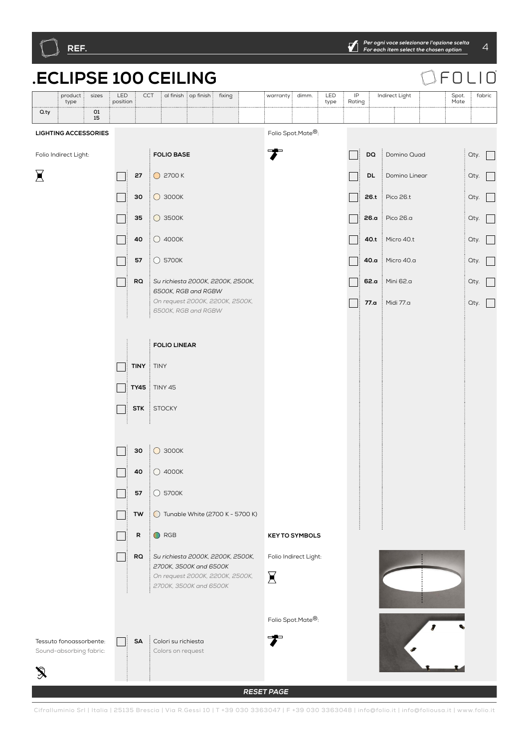REF.

*Per ogni voce selezionare l'opzione scelta*
*For each item select the chosen option*

# .ECLIPSE 100 CEILING

FOLIO

| | product type | sizes | LED position | CCT | al finish | op finish | fixing | | warranty | dimm. | LED type | IP Rating | Indirect Light | | | Spot. Mate | fabric |
|---|---|---|---|---|---|---|---|---|---|---|---|---|---|---|---|---|---|
| Q.ty | | 01 15 | | | | | | | | | | | | | | | |

**LIGHTING ACCESSORIES**

Folio Indirect Light:

**FOLIO BASE**

- 27 — 2700 K
- 30 — 3000K
- 35 — 3500K
- 40 — 4000K
- 57 — 5700K
- RQ — *Su richiesta 2000K, 2200K, 2500K, 6500K, RGB and RGBW*
  *On request 2000K, 2200K, 2500K, 6500K, RGB and RGBW*

**FOLIO LINEAR**

- TINY — TINY
- TY45 — TINY 45
- STK — STOCKY

- 30 — 3000K
- 40 — 4000K
- 57 — 5700K
- TW — Tunable White (2700 K - 5700 K)
- R — RGB
- RQ — *Su richiesta 2000K, 2200K, 2500K, 2700K, 3500K and 6500K*
  *On request 2000K, 2200K, 2500K, 2700K, 3500K and 6500K*

Tessuto fonoassorbente:
Sound-absorbing fabric:

- SA — Colori su richiesta
  Colors on request

Folio Spot.Mate®:

- DQ — Domino Quad — Qty.
- DL — Domino Linear — Qty.
- 26.t — Pico 26.t — Qty.
- 26.a — Pico 26.a — Qty.
- 40.t — Micro 40.t — Qty.
- 40.a — Micro 40.a — Qty.
- 62.a — Mini 62.a — Qty.
- 77.a — Midi 77.a — Qty.

**KEY TO SYMBOLS**

Folio Indirect Light:

Folio Spot.Mate®:

***RESET PAGE***

Cifralluminio Srl | Italia | 25135 Brescia | Via R.Gessi 10 | T +39 030 3363047 | F +39 030 3363048 | info@folio.it | info@foliousa.it | www.folio.it